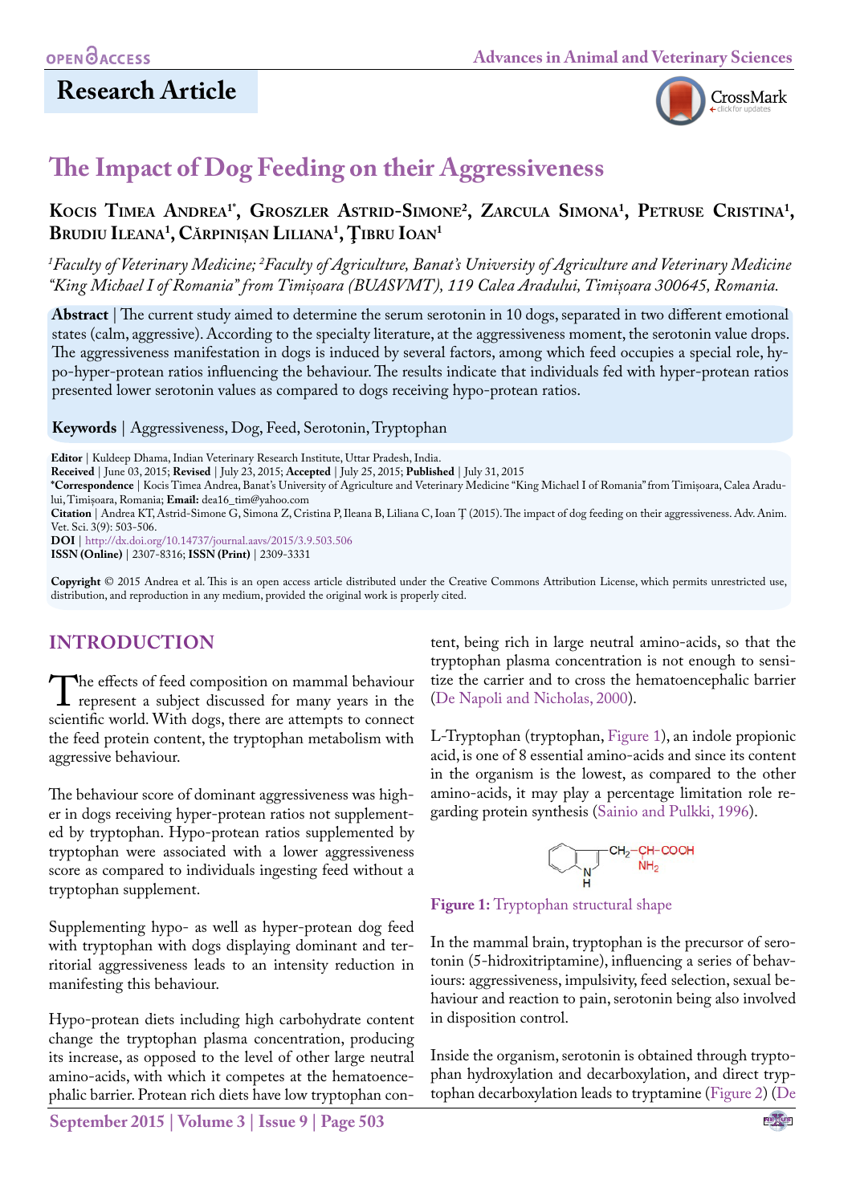OPEN ACCESS

## Research Article

# The Impact of Dog Feeding on their Aggressiveness

**Kocis Timea Andrea[1*], Groszler Astrid-Simone[2], Zarcula Simona[1], Petruse Cristina[1], Brudiu Ileana[1], Cărpinișan Liliana[1], Ţibru Ioan[1]**

*[1]Faculty of Veterinary Medicine; [2]Faculty of Agriculture, Banat's University of Agriculture and Veterinary Medicine "King Michael I of Romania" from Timișoara (BUASVMT), 119 Calea Aradului, Timișoara 300645, Romania.*

**Abstract** | The current study aimed to determine the serum serotonin in 10 dogs, separated in two different emotional states (calm, aggressive). According to the specialty literature, at the aggressiveness moment, the serotonin value drops. The aggressiveness manifestation in dogs is induced by several factors, among which feed occupies a special role, hypo-hyper-protean ratios influencing the behaviour. The results indicate that individuals fed with hyper-protean ratios presented lower serotonin values as compared to dogs receiving hypo-protean ratios.

**Keywords** | Aggressiveness, Dog, Feed, Serotonin, Tryptophan

**Editor** | Kuldeep Dhama, Indian Veterinary Research Institute, Uttar Pradesh, India.
**Received** | June 03, 2015; **Revised** | July 23, 2015; **Accepted** | July 25, 2015; **Published** | July 31, 2015
***Correspondence** | Kocis Timea Andrea, Banat's University of Agriculture and Veterinary Medicine "King Michael I of Romania" from Timișoara, Calea Aradului, Timișoara, Romania; **Email:** dea16_tim@yahoo.com
**Citation** | Andrea KT, Astrid-Simone G, Simona Z, Cristina P, Ileana B, Liliana C, Ioan Ţ (2015). The impact of dog feeding on their aggressiveness. Adv. Anim. Vet. Sci. 3(9): 503-506.
**DOI** | http://dx.doi.org/10.14737/journal.aavs/2015/3.9.503.506
**ISSN (Online)** | 2307-8316; **ISSN (Print)** | 2309-3331

**Copyright** © 2015 Andrea et al. This is an open access article distributed under the Creative Commons Attribution License, which permits unrestricted use, distribution, and reproduction in any medium, provided the original work is properly cited.

## INTRODUCTION

The effects of feed composition on mammal behaviour represent a subject discussed for many years in the scientific world. With dogs, there are attempts to connect the feed protein content, the tryptophan metabolism with aggressive behaviour.

The behaviour score of dominant aggressiveness was higher in dogs receiving hyper-protean ratios not supplemented by tryptophan. Hypo-protean ratios supplemented by tryptophan were associated with a lower aggressiveness score as compared to individuals ingesting feed without a tryptophan supplement.

Supplementing hypo- as well as hyper-protean dog feed with tryptophan with dogs displaying dominant and territorial aggressiveness leads to an intensity reduction in manifesting this behaviour.

Hypo-protean diets including high carbohydrate content change the tryptophan plasma concentration, producing its increase, as opposed to the level of other large neutral amino-acids, with which it competes at the hematoencephalic barrier. Protean rich diets have low tryptophan content, being rich in large neutral amino-acids, so that the tryptophan plasma concentration is not enough to sensitize the carrier and to cross the hematoencephalic barrier (De Napoli and Nicholas, 2000).

L-Tryptophan (tryptophan, Figure 1), an indole propionic acid, is one of 8 essential amino-acids and since its content in the organism is the lowest, as compared to the other amino-acids, it may play a percentage limitation role regarding protein synthesis (Sainio and Pulkki, 1996).

$CH_2-CH-COOH$, $NH_2$

**Figure 1:** Tryptophan structural shape

In the mammal brain, tryptophan is the precursor of serotonin (5-hidroxitriptamine), influencing a series of behaviours: aggressiveness, impulsivity, feed selection, sexual behaviour and reaction to pain, serotonin being also involved in disposition control.

Inside the organism, serotonin is obtained through tryptophan hydroxylation and decarboxylation, and direct tryptophan decarboxylation leads to tryptamine (Figure 2) (De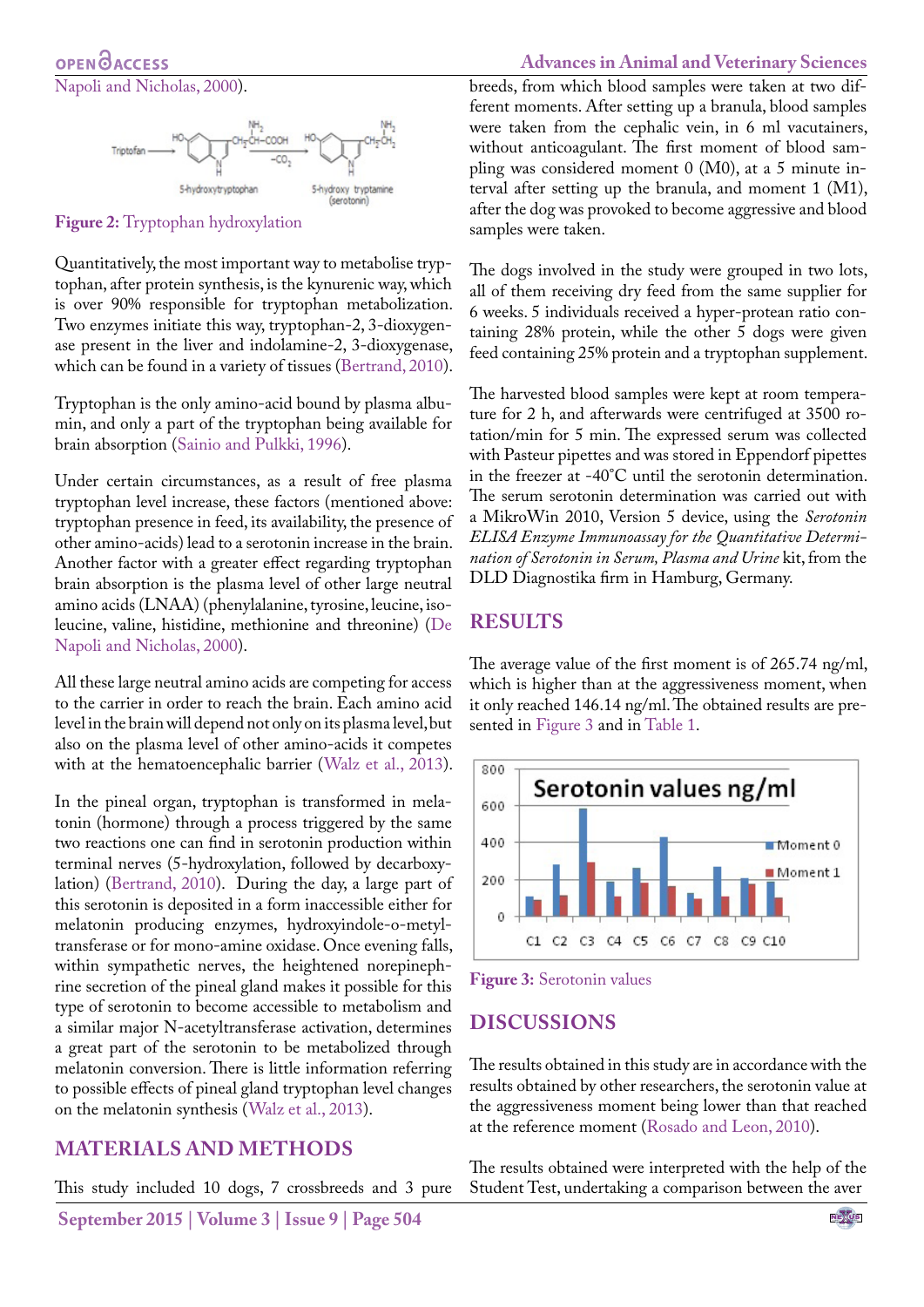Napoli and Nicholas, 2000).

Figure 2: Tryptophan hydroxylation

Quantitatively, the most important way to metabolise tryptophan, after protein synthesis, is the kynurenic way, which is over 90% responsible for tryptophan metabolization. Two enzymes initiate this way, tryptophan-2, 3-dioxygenase present in the liver and indolamine-2, 3-dioxygenase, which can be found in a variety of tissues (Bertrand, 2010).

Tryptophan is the only amino-acid bound by plasma albumin, and only a part of the tryptophan being available for brain absorption (Sainio and Pulkki, 1996).

Under certain circumstances, as a result of free plasma tryptophan level increase, these factors (mentioned above: tryptophan presence in feed, its availability, the presence of other amino-acids) lead to a serotonin increase in the brain. Another factor with a greater effect regarding tryptophan brain absorption is the plasma level of other large neutral amino acids (LNAA) (phenylalanine, tyrosine, leucine, isoleucine, valine, histidine, methionine and threonine) (De Napoli and Nicholas, 2000).

All these large neutral amino acids are competing for access to the carrier in order to reach the brain. Each amino acid level in the brain will depend not only on its plasma level, but also on the plasma level of other amino-acids it competes with at the hematoencephalic barrier (Walz et al., 2013).

In the pineal organ, tryptophan is transformed in melatonin (hormone) through a process triggered by the same two reactions one can find in serotonin production within terminal nerves (5-hydroxylation, followed by decarboxylation) (Bertrand, 2010). During the day, a large part of this serotonin is deposited in a form inaccessible either for melatonin producing enzymes, hydroxyindole-o-methyltransferase or for mono-amine oxidase. Once evening falls, within sympathetic nerves, the heightened norepinephrine secretion of the pineal gland makes it possible for this type of serotonin to become accessible to metabolism and a similar major N-acetyltransferase activation, determines a great part of the serotonin to be metabolized through melatonin conversion. There is little information referring to possible effects of pineal gland tryptophan level changes on the melatonin synthesis (Walz et al., 2013).

## MATERIALS AND METHODS

This study included 10 dogs, 7 crossbreeds and 3 pure breeds, from which blood samples were taken at two different moments. After setting up a branula, blood samples were taken from the cephalic vein, in 6 ml vacutainers, without anticoagulant. The first moment of blood sampling was considered moment 0 (M0), at a 5 minute interval after setting up the branula, and moment 1 (M1), after the dog was provoked to become aggressive and blood samples were taken.

The dogs involved in the study were grouped in two lots, all of them receiving dry feed from the same supplier for 6 weeks. 5 individuals received a hyper-protean ratio containing 28% protein, while the other 5 dogs were given feed containing 25% protein and a tryptophan supplement.

The harvested blood samples were kept at room temperature for 2 h, and afterwards were centrifuged at 3500 rotation/min for 5 min. The expressed serum was collected with Pasteur pipettes and was stored in Eppendorf pipettes in the freezer at -40°C until the serotonin determination. The serum serotonin determination was carried out with a MikroWin 2010, Version 5 device, using the *Serotonin ELISA Enzyme Immunoassay for the Quantitative Determination of Serotonin in Serum, Plasma and Urine* kit, from the DLD Diagnostika firm in Hamburg, Germany.

## RESULTS

The average value of the first moment is of 265.74 ng/ml, which is higher than at the aggressiveness moment, when it only reached 146.14 ng/ml. The obtained results are presented in Figure 3 and in Table 1.

Figure 3: Serotonin values

## DISCUSSIONS

The results obtained in this study are in accordance with the results obtained by other researchers, the serotonin value at the aggressiveness moment being lower than that reached at the reference moment (Rosado and Leon, 2010).

The results obtained were interpreted with the help of the Student Test, undertaking a comparison between the aver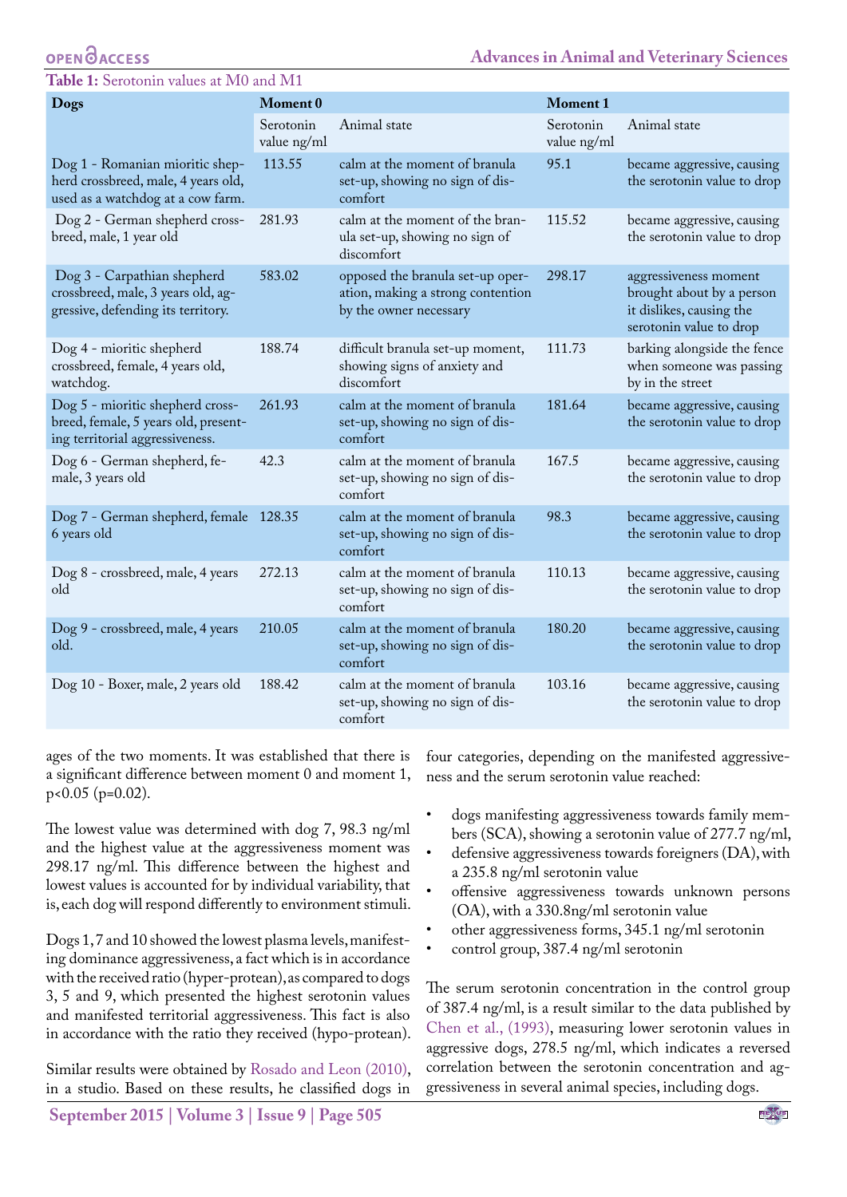**Table 1:** Serotonin values at M0 and M1

| Dogs | Moment 0 | | Moment 1 | |
|---|---|---|---|---|
| | Serotonin value ng/ml | Animal state | Serotonin value ng/ml | Animal state |
| Dog 1 - Romanian mioritic shepherd crossbreed, male, 4 years old, used as a watchdog at a cow farm. | 113.55 | calm at the moment of branula set-up, showing no sign of discomfort | 95.1 | became aggressive, causing the serotonin value to drop |
| Dog 2 - German shepherd crossbreed, male, 1 year old | 281.93 | calm at the moment of the branula set-up, showing no sign of discomfort | 115.52 | became aggressive, causing the serotonin value to drop |
| Dog 3 - Carpathian shepherd crossbreed, male, 3 years old, aggressive, defending its territory. | 583.02 | opposed the branula set-up operation, making a strong contention by the owner necessary | 298.17 | aggressiveness moment brought about by a person it dislikes, causing the serotonin value to drop |
| Dog 4 - mioritic shepherd crossbreed, female, 4 years old, watchdog. | 188.74 | difficult branula set-up moment, showing signs of anxiety and discomfort | 111.73 | barking alongside the fence when someone was passing by in the street |
| Dog 5 - mioritic shepherd crossbreed, female, 5 years old, presenting territorial aggressiveness. | 261.93 | calm at the moment of branula set-up, showing no sign of discomfort | 181.64 | became aggressive, causing the serotonin value to drop |
| Dog 6 - German shepherd, female, 3 years old | 42.3 | calm at the moment of branula set-up, showing no sign of discomfort | 167.5 | became aggressive, causing the serotonin value to drop |
| Dog 7 - German shepherd, female 6 years old | 128.35 | calm at the moment of branula set-up, showing no sign of discomfort | 98.3 | became aggressive, causing the serotonin value to drop |
| Dog 8 - crossbreed, male, 4 years old | 272.13 | calm at the moment of branula set-up, showing no sign of discomfort | 110.13 | became aggressive, causing the serotonin value to drop |
| Dog 9 - crossbreed, male, 4 years old. | 210.05 | calm at the moment of branula set-up, showing no sign of discomfort | 180.20 | became aggressive, causing the serotonin value to drop |
| Dog 10 - Boxer, male, 2 years old | 188.42 | calm at the moment of branula set-up, showing no sign of discomfort | 103.16 | became aggressive, causing the serotonin value to drop |

ages of the two moments. It was established that there is a significant difference between moment 0 and moment 1, $p<0.05$ ($p=0.02$).

The lowest value was determined with dog 7, 98.3 ng/ml and the highest value at the aggressiveness moment was 298.17 ng/ml. This difference between the highest and lowest values is accounted for by individual variability, that is, each dog will respond differently to environment stimuli.

Dogs 1, 7 and 10 showed the lowest plasma levels, manifesting dominance aggressiveness, a fact which is in accordance with the received ratio (hyper-protean), as compared to dogs 3, 5 and 9, which presented the highest serotonin values and manifested territorial aggressiveness. This fact is also in accordance with the ratio they received (hypo-protean).

Similar results were obtained by Rosado and Leon (2010), in a studio. Based on these results, he classified dogs in four categories, depending on the manifested aggressiveness and the serum serotonin value reached:

- dogs manifesting aggressiveness towards family members (SCA), showing a serotonin value of 277.7 ng/ml,
- defensive aggressiveness towards foreigners (DA), with a 235.8 ng/ml serotonin value
- offensive aggressiveness towards unknown persons (OA), with a 330.8ng/ml serotonin value
- other aggressiveness forms, 345.1 ng/ml serotonin
- control group, 387.4 ng/ml serotonin

The serum serotonin concentration in the control group of 387.4 ng/ml, is a result similar to the data published by Chen et al., (1993), measuring lower serotonin values in aggressive dogs, 278.5 ng/ml, which indicates a reversed correlation between the serotonin concentration and aggressiveness in several animal species, including dogs.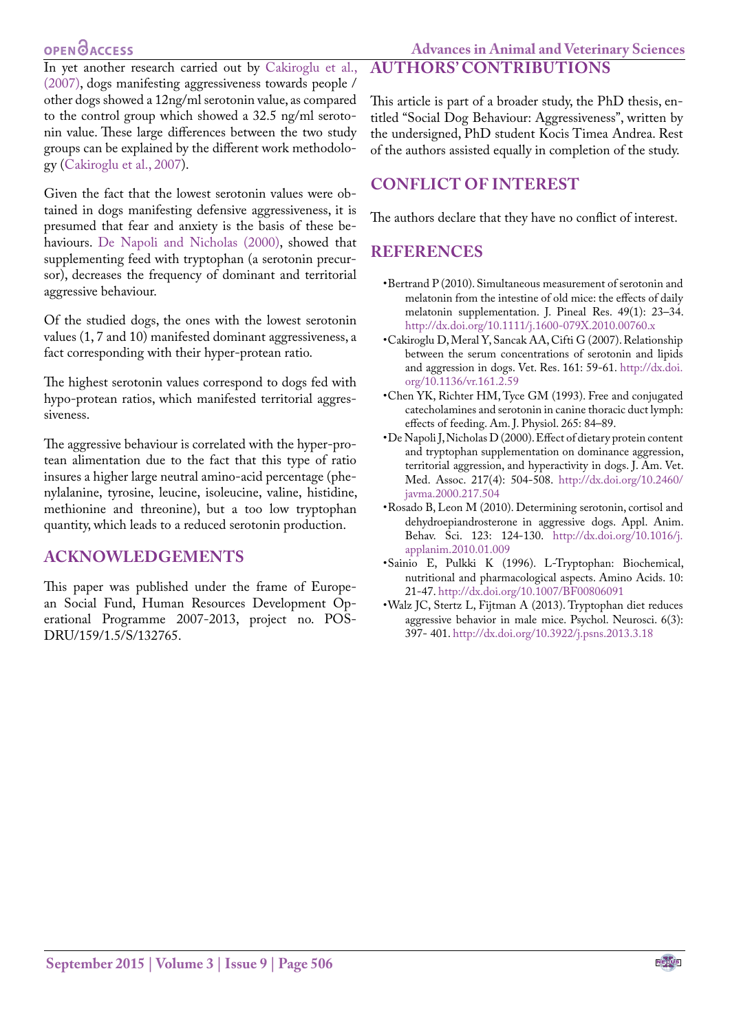In yet another research carried out by Cakiroglu et al., (2007), dogs manifesting aggressiveness towards people / other dogs showed a 12ng/ml serotonin value, as compared to the control group which showed a 32.5 ng/ml serotonin value. These large differences between the two study groups can be explained by the different work methodology (Cakiroglu et al., 2007).

Given the fact that the lowest serotonin values were obtained in dogs manifesting defensive aggressiveness, it is presumed that fear and anxiety is the basis of these behaviours. De Napoli and Nicholas (2000), showed that supplementing feed with tryptophan (a serotonin precursor), decreases the frequency of dominant and territorial aggressive behaviour.

Of the studied dogs, the ones with the lowest serotonin values (1, 7 and 10) manifested dominant aggressiveness, a fact corresponding with their hyper-protean ratio.

The highest serotonin values correspond to dogs fed with hypo-protean ratios, which manifested territorial aggressiveness.

The aggressive behaviour is correlated with the hyper-protean alimentation due to the fact that this type of ratio insures a higher large neutral amino-acid percentage (phenylalanine, tyrosine, leucine, isoleucine, valine, histidine, methionine and threonine), but a too low tryptophan quantity, which leads to a reduced serotonin production.

## ACKNOWLEDGEMENTS

This paper was published under the frame of European Social Fund, Human Resources Development Operational Programme 2007-2013, project no. POSDRU/159/1.5/S/132765.

## AUTHORS' CONTRIBUTIONS

This article is part of a broader study, the PhD thesis, entitled "Social Dog Behaviour: Aggressiveness", written by the undersigned, PhD student Kocis Timea Andrea. Rest of the authors assisted equally in completion of the study.

## CONFLICT OF INTEREST

The authors declare that they have no conflict of interest.

## REFERENCES

- Bertrand P (2010). Simultaneous measurement of serotonin and melatonin from the intestine of old mice: the effects of daily melatonin supplementation. J. Pineal Res. 49(1): 23–34. http://dx.doi.org/10.1111/j.1600-079X.2010.00760.x
- Cakiroglu D, Meral Y, Sancak AA, Cifti G (2007). Relationship between the serum concentrations of serotonin and lipids and aggression in dogs. Vet. Res. 161: 59-61. http://dx.doi.org/10.1136/vr.161.2.59
- Chen YK, Richter HM, Tyce GM (1993). Free and conjugated catecholamines and serotonin in canine thoracic duct lymph: effects of feeding. Am. J. Physiol. 265: 84–89.
- De Napoli J, Nicholas D (2000). Effect of dietary protein content and tryptophan supplementation on dominance aggression, territorial aggression, and hyperactivity in dogs. J. Am. Vet. Med. Assoc. 217(4): 504-508. http://dx.doi.org/10.2460/javma.2000.217.504
- Rosado B, Leon M (2010). Determining serotonin, cortisol and dehydroepiandrosterone in aggressive dogs. Appl. Anim. Behav. Sci. 123: 124-130. http://dx.doi.org/10.1016/j.applanim.2010.01.009
- Sainio E, Pulkki K (1996). L-Tryptophan: Biochemical, nutritional and pharmacological aspects. Amino Acids. 10: 21-47. http://dx.doi.org/10.1007/BF00806091
- Walz JC, Stertz L, Fijtman A (2013). Tryptophan diet reduces aggressive behavior in male mice. Psychol. Neurosci. 6(3): 397- 401. http://dx.doi.org/10.3922/j.psns.2013.3.18